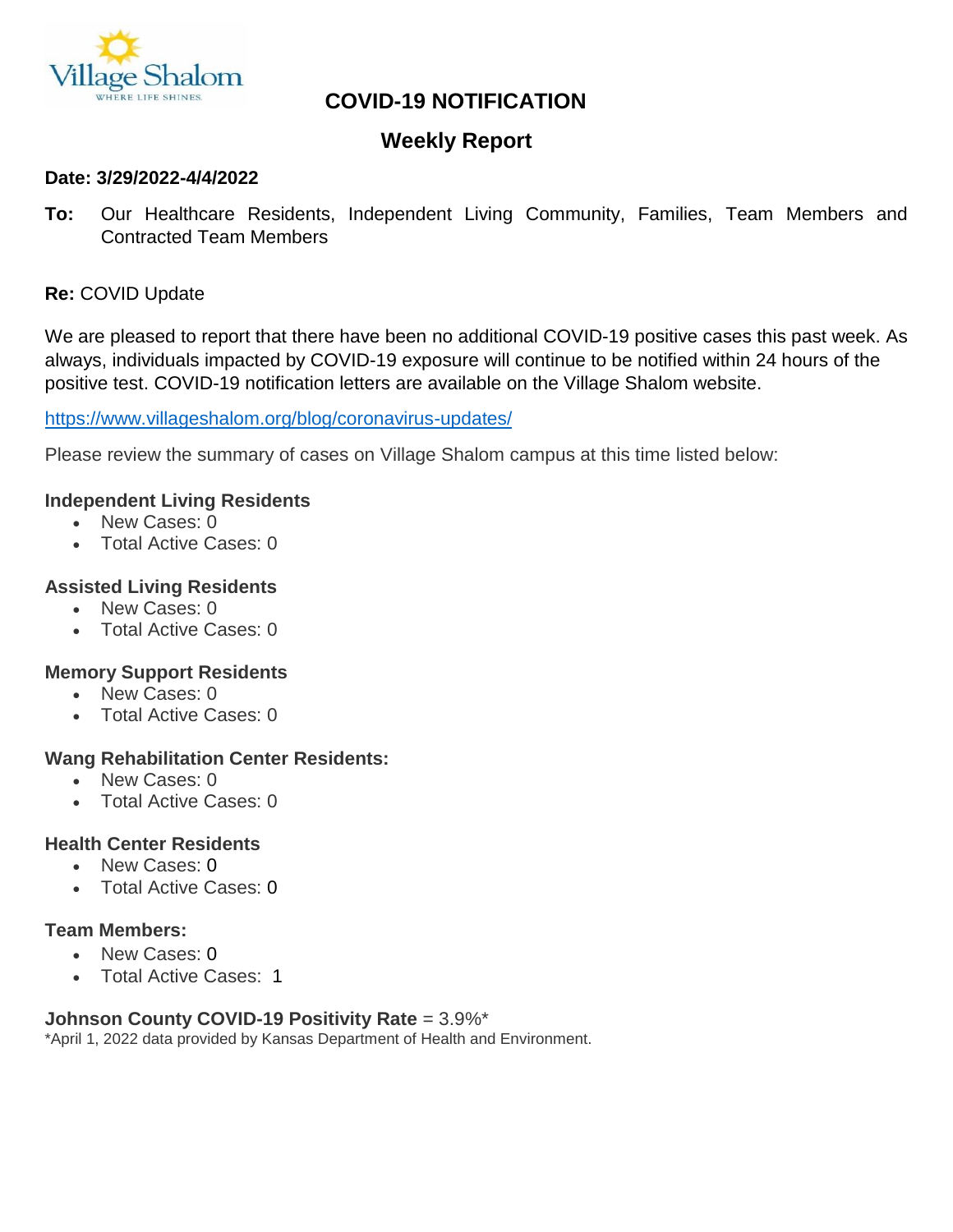# COVID-19 NOTIFICATION

## Weekly Report

**Date: 3/29/2022-4/4/2022**

**To:** Our Healthcare Residents, Independent Living Community, Families, Team Members and Contracted Team Members

**Re:** COVID Update

We are pleased to report that there have been no additional COVID-19 positive cases this past week. As always, individuals impacted by COVID-19 exposure will continue to be notified within 24 hours of the positive test. COVID-19 notification letters are available on the Village Shalom website.

https://www.villageshalom.org/blog/coronavirus-updates/

Please review the summary of cases on Village Shalom campus at this time listed below:

**Independent Living Residents**

- New Cases: 0
- Total Active Cases: 0

**Assisted Living Residents**

- New Cases: 0
- Total Active Cases: 0

**Memory Support Residents**

- New Cases: 0
- Total Active Cases: 0

**Wang Rehabilitation Center Residents:**

- New Cases: 0
- Total Active Cases: 0

**Health Center Residents**

- New Cases: 0
- Total Active Cases: 0

**Team Members:**

- New Cases: 0
- Total Active Cases: 1

**Johnson County COVID-19 Positivity Rate** = 3.9%*

*April 1, 2022 data provided by Kansas Department of Health and Environment.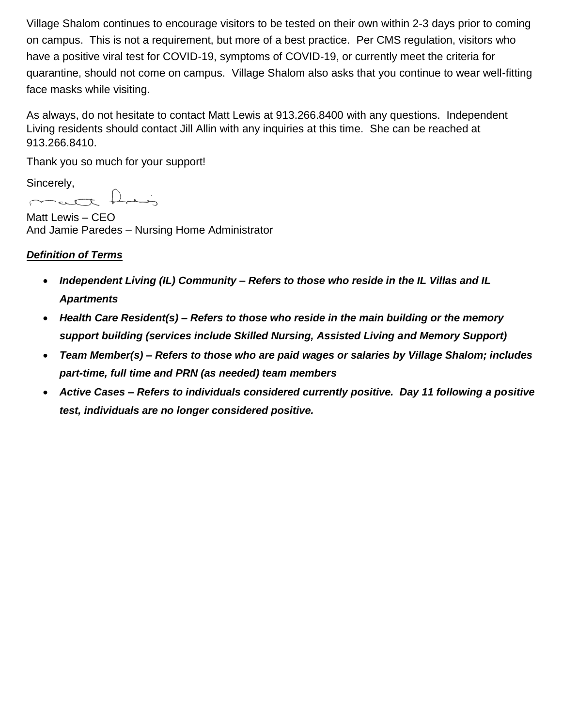Village Shalom continues to encourage visitors to be tested on their own within 2-3 days prior to coming on campus. This is not a requirement, but more of a best practice. Per CMS regulation, visitors who have a positive viral test for COVID-19, symptoms of COVID-19, or currently meet the criteria for quarantine, should not come on campus. Village Shalom also asks that you continue to wear well-fitting face masks while visiting.

As always, do not hesitate to contact Matt Lewis at 913.266.8400 with any questions. Independent Living residents should contact Jill Allin with any inquiries at this time. She can be reached at 913.266.8410.

Thank you so much for your support!

Sincerely,

Matt Lewis – CEO
And Jamie Paredes – Nursing Home Administrator

***Definition of Terms***

- ***Independent Living (IL) Community – Refers to those who reside in the IL Villas and IL Apartments***
- ***Health Care Resident(s) – Refers to those who reside in the main building or the memory support building (services include Skilled Nursing, Assisted Living and Memory Support)***
- ***Team Member(s) – Refers to those who are paid wages or salaries by Village Shalom; includes part-time, full time and PRN (as needed) team members***
- ***Active Cases – Refers to individuals considered currently positive. Day 11 following a positive test, individuals are no longer considered positive.***